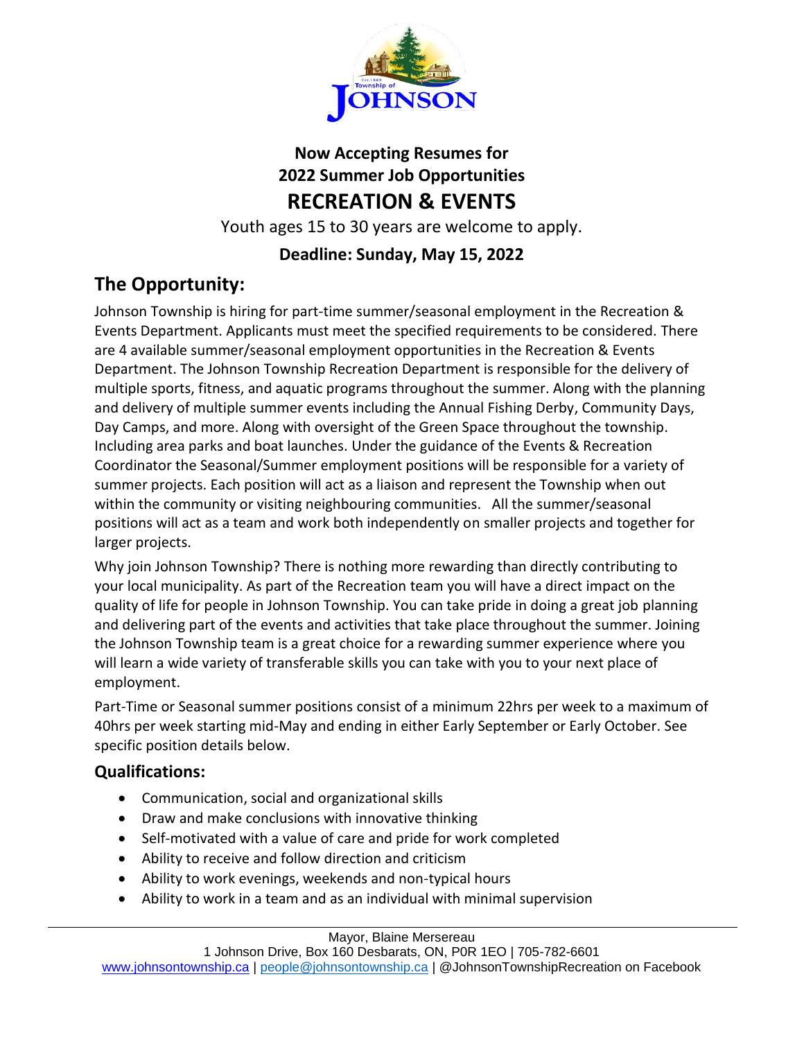**Now Accepting Resumes for**
**2022 Summer Job Opportunities**

# RECREATION & EVENTS

Youth ages 15 to 30 years are welcome to apply.

**Deadline: Sunday, May 15, 2022**

## The Opportunity:

Johnson Township is hiring for part-time summer/seasonal employment in the Recreation & Events Department. Applicants must meet the specified requirements to be considered. There are 4 available summer/seasonal employment opportunities in the Recreation & Events Department. The Johnson Township Recreation Department is responsible for the delivery of multiple sports, fitness, and aquatic programs throughout the summer. Along with the planning and delivery of multiple summer events including the Annual Fishing Derby, Community Days, Day Camps, and more. Along with oversight of the Green Space throughout the township. Including area parks and boat launches. Under the guidance of the Events & Recreation Coordinator the Seasonal/Summer employment positions will be responsible for a variety of summer projects. Each position will act as a liaison and represent the Township when out within the community or visiting neighbouring communities. All the summer/seasonal positions will act as a team and work both independently on smaller projects and together for larger projects.

Why join Johnson Township? There is nothing more rewarding than directly contributing to your local municipality. As part of the Recreation team you will have a direct impact on the quality of life for people in Johnson Township. You can take pride in doing a great job planning and delivering part of the events and activities that take place throughout the summer. Joining the Johnson Township team is a great choice for a rewarding summer experience where you will learn a wide variety of transferable skills you can take with you to your next place of employment.

Part-Time or Seasonal summer positions consist of a minimum 22hrs per week to a maximum of 40hrs per week starting mid-May and ending in either Early September or Early October. See specific position details below.

### Qualifications:

- Communication, social and organizational skills
- Draw and make conclusions with innovative thinking
- Self-motivated with a value of care and pride for work completed
- Ability to receive and follow direction and criticism
- Ability to work evenings, weekends and non-typical hours
- Ability to work in a team and as an individual with minimal supervision

Mayor, Blaine Mersereau
1 Johnson Drive, Box 160 Desbarats, ON, P0R 1EO | 705-782-6601
www.johnsontownship.ca | people@johnsontownship.ca | @JohnsonTownshipRecreation on Facebook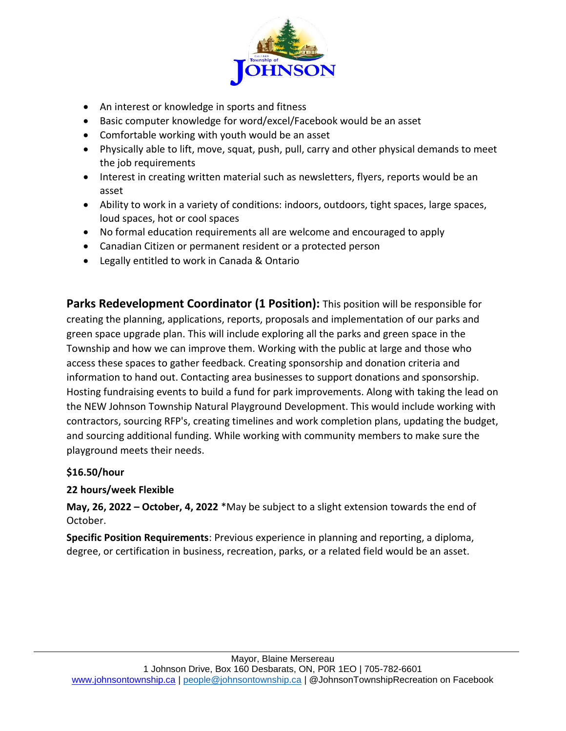- An interest or knowledge in sports and fitness
- Basic computer knowledge for word/excel/Facebook would be an asset
- Comfortable working with youth would be an asset
- Physically able to lift, move, squat, push, pull, carry and other physical demands to meet the job requirements
- Interest in creating written material such as newsletters, flyers, reports would be an asset
- Ability to work in a variety of conditions: indoors, outdoors, tight spaces, large spaces, loud spaces, hot or cool spaces
- No formal education requirements all are welcome and encouraged to apply
- Canadian Citizen or permanent resident or a protected person
- Legally entitled to work in Canada & Ontario

**Parks Redevelopment Coordinator (1 Position):** This position will be responsible for creating the planning, applications, reports, proposals and implementation of our parks and green space upgrade plan. This will include exploring all the parks and green space in the Township and how we can improve them. Working with the public at large and those who access these spaces to gather feedback. Creating sponsorship and donation criteria and information to hand out. Contacting area businesses to support donations and sponsorship. Hosting fundraising events to build a fund for park improvements. Along with taking the lead on the NEW Johnson Township Natural Playground Development. This would include working with contractors, sourcing RFP's, creating timelines and work completion plans, updating the budget, and sourcing additional funding. While working with community members to make sure the playground meets their needs.

**$16.50/hour**

**22 hours/week Flexible**

**May, 26, 2022 – October, 4, 2022** *May be subject to a slight extension towards the end of October.

**Specific Position Requirements**: Previous experience in planning and reporting, a diploma, degree, or certification in business, recreation, parks, or a related field would be an asset.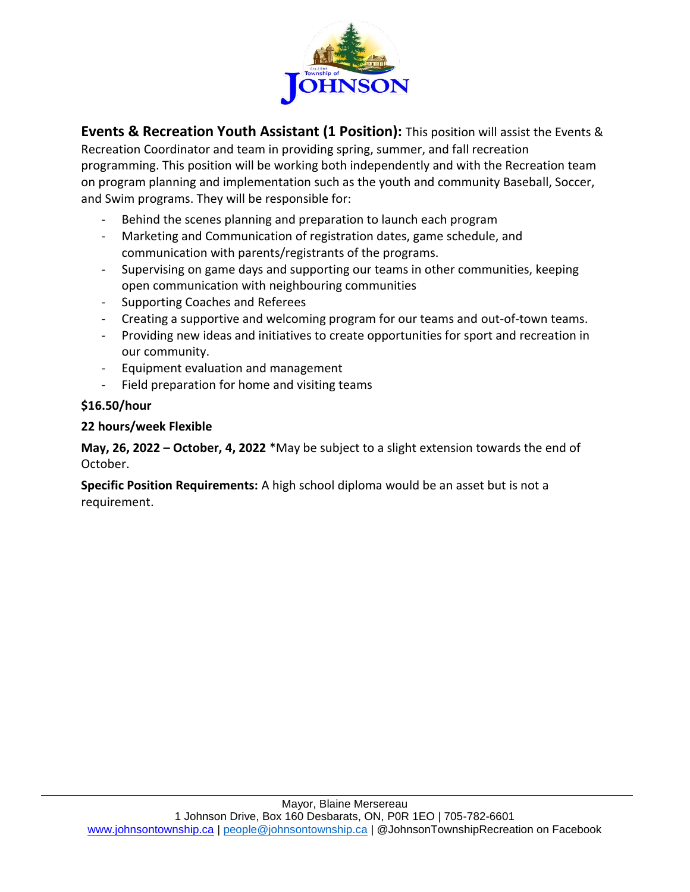**Events & Recreation Youth Assistant (1 Position):** This position will assist the Events & Recreation Coordinator and team in providing spring, summer, and fall recreation programming. This position will be working both independently and with the Recreation team on program planning and implementation such as the youth and community Baseball, Soccer, and Swim programs. They will be responsible for:

- Behind the scenes planning and preparation to launch each program
- Marketing and Communication of registration dates, game schedule, and communication with parents/registrants of the programs.
- Supervising on game days and supporting our teams in other communities, keeping open communication with neighbouring communities
- Supporting Coaches and Referees
- Creating a supportive and welcoming program for our teams and out-of-town teams.
- Providing new ideas and initiatives to create opportunities for sport and recreation in our community.
- Equipment evaluation and management
- Field preparation for home and visiting teams

**$16.50/hour**

**22 hours/week Flexible**

**May, 26, 2022 – October, 4, 2022** *May be subject to a slight extension towards the end of October.

**Specific Position Requirements:** A high school diploma would be an asset but is not a requirement.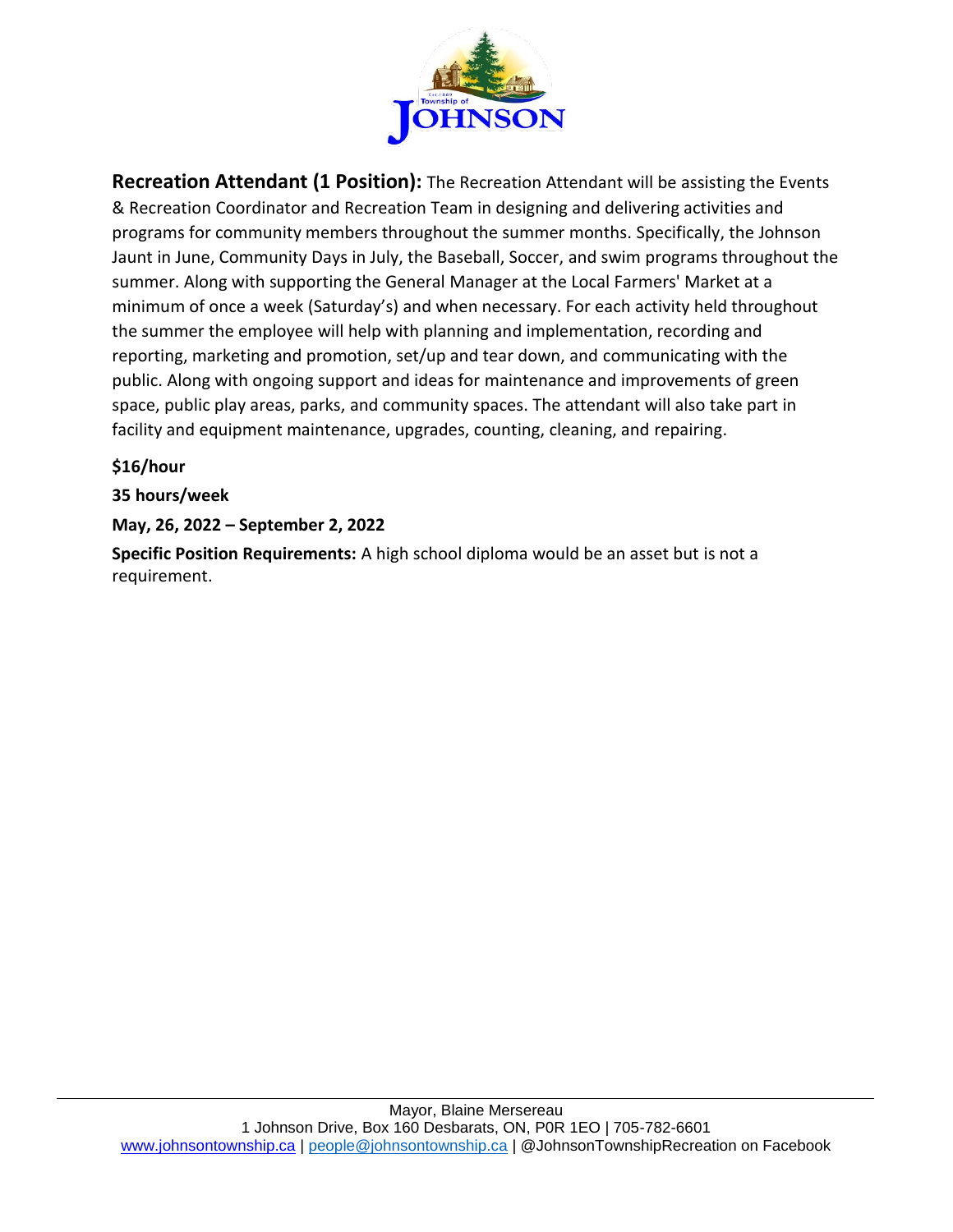**Recreation Attendant (1 Position):** The Recreation Attendant will be assisting the Events & Recreation Coordinator and Recreation Team in designing and delivering activities and programs for community members throughout the summer months. Specifically, the Johnson Jaunt in June, Community Days in July, the Baseball, Soccer, and swim programs throughout the summer. Along with supporting the General Manager at the Local Farmers' Market at a minimum of once a week (Saturday's) and when necessary. For each activity held throughout the summer the employee will help with planning and implementation, recording and reporting, marketing and promotion, set/up and tear down, and communicating with the public. Along with ongoing support and ideas for maintenance and improvements of green space, public play areas, parks, and community spaces. The attendant will also take part in facility and equipment maintenance, upgrades, counting, cleaning, and repairing.

**$16/hour**

**35 hours/week**

**May, 26, 2022 – September 2, 2022**

**Specific Position Requirements:** A high school diploma would be an asset but is not a requirement.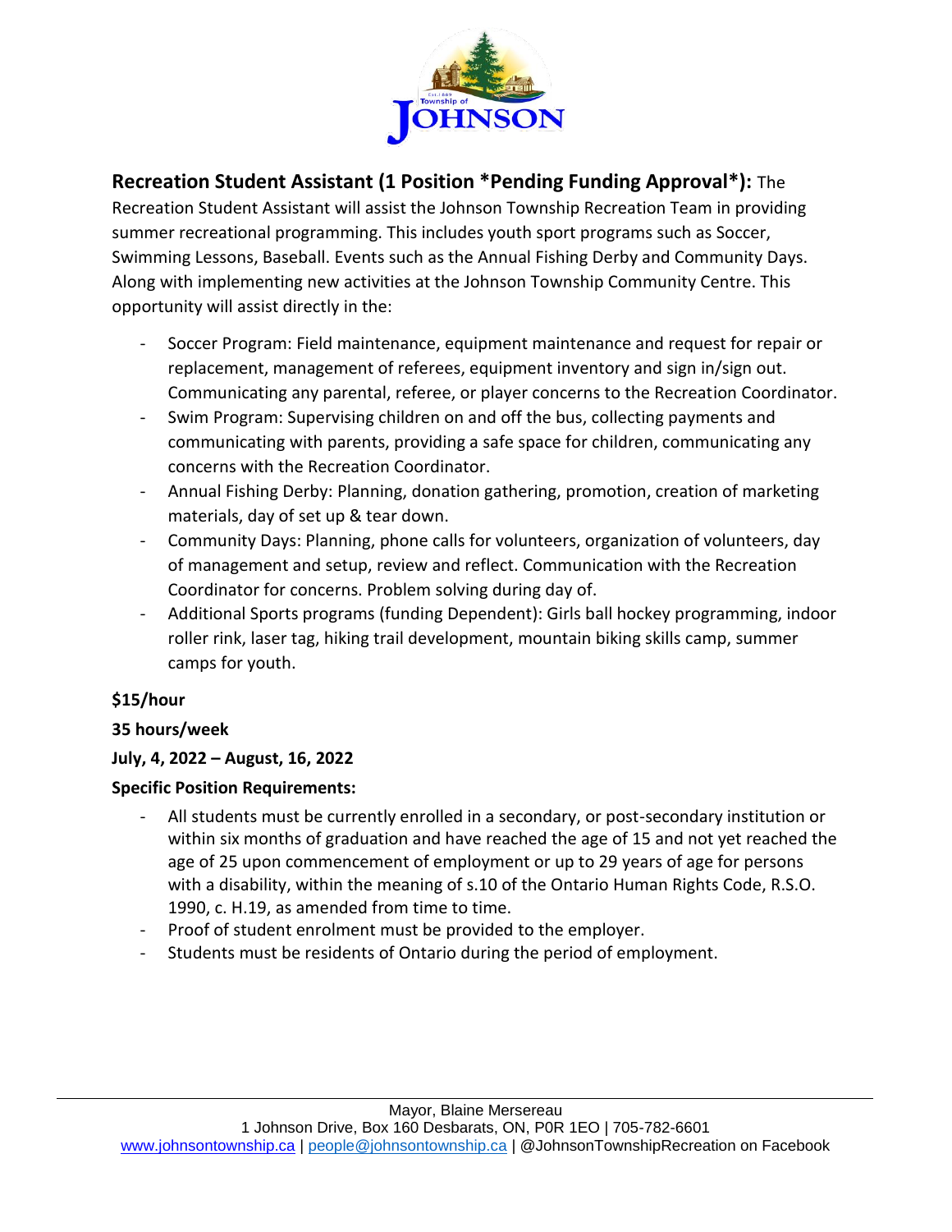**Recreation Student Assistant (1 Position *Pending Funding Approval*):** The Recreation Student Assistant will assist the Johnson Township Recreation Team in providing summer recreational programming. This includes youth sport programs such as Soccer, Swimming Lessons, Baseball. Events such as the Annual Fishing Derby and Community Days. Along with implementing new activities at the Johnson Township Community Centre. This opportunity will assist directly in the:

- Soccer Program: Field maintenance, equipment maintenance and request for repair or replacement, management of referees, equipment inventory and sign in/sign out. Communicating any parental, referee, or player concerns to the Recreation Coordinator.
- Swim Program: Supervising children on and off the bus, collecting payments and communicating with parents, providing a safe space for children, communicating any concerns with the Recreation Coordinator.
- Annual Fishing Derby: Planning, donation gathering, promotion, creation of marketing materials, day of set up & tear down.
- Community Days: Planning, phone calls for volunteers, organization of volunteers, day of management and setup, review and reflect. Communication with the Recreation Coordinator for concerns. Problem solving during day of.
- Additional Sports programs (funding Dependent): Girls ball hockey programming, indoor roller rink, laser tag, hiking trail development, mountain biking skills camp, summer camps for youth.

**$15/hour**

**35 hours/week**

**July, 4, 2022 – August, 16, 2022**

**Specific Position Requirements:**

- All students must be currently enrolled in a secondary, or post-secondary institution or within six months of graduation and have reached the age of 15 and not yet reached the age of 25 upon commencement of employment or up to 29 years of age for persons with a disability, within the meaning of s.10 of the Ontario Human Rights Code, R.S.O. 1990, c. H.19, as amended from time to time.
- Proof of student enrolment must be provided to the employer.
- Students must be residents of Ontario during the period of employment.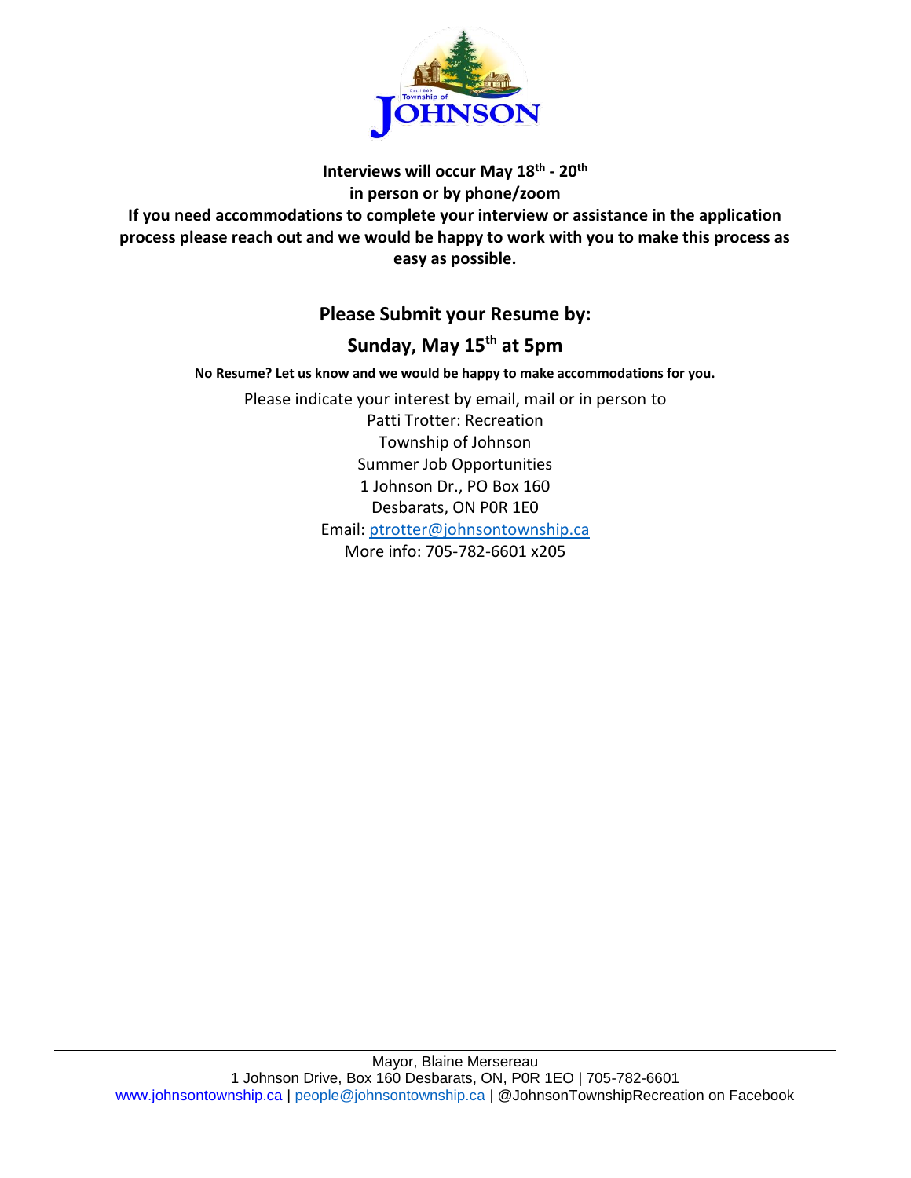**Interviews will occur May 18th - 20th**
**in person or by phone/zoom**
**If you need accommodations to complete your interview or assistance in the application process please reach out and we would be happy to work with you to make this process as easy as possible.**

## Please Submit your Resume by:

## Sunday, May 15th at 5pm

**No Resume? Let us know and we would be happy to make accommodations for you.**

Please indicate your interest by email, mail or in person to
Patti Trotter: Recreation
Township of Johnson
Summer Job Opportunities
1 Johnson Dr., PO Box 160
Desbarats, ON P0R 1E0
Email: ptrotter@johnsontownship.ca
More info: 705-782-6601 x205

Mayor, Blaine Mersereau
1 Johnson Drive, Box 160 Desbarats, ON, P0R 1EO | 705-782-6601
www.johnsontownship.ca | people@johnsontownship.ca | @JohnsonTownshipRecreation on Facebook